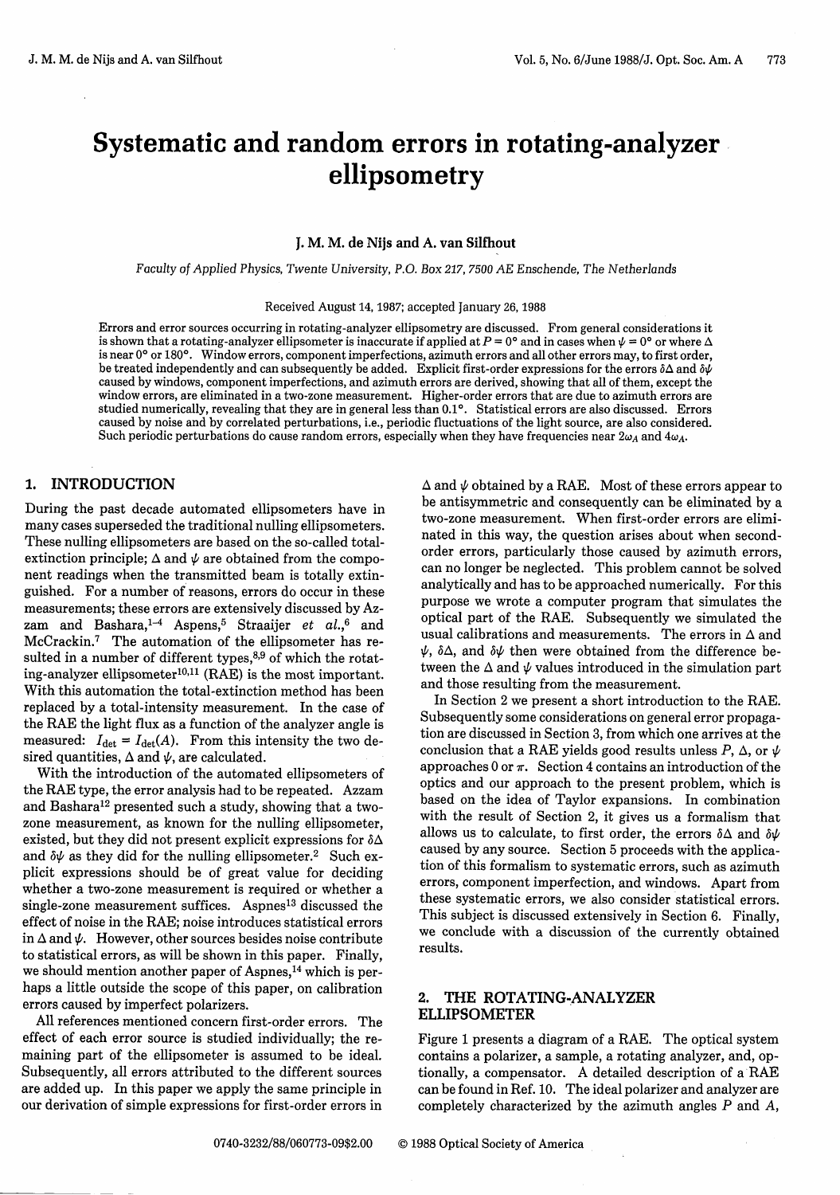# Systematic and random errors in rotating-analyzer ellipsometry

**J. M. M. de Nijs and A. van Silfhout**

*Faculty of Applied Physics, Twente University, P.O. Box 217, 7500 AE Enschende, The Netherlands*

Received August 14, 1987; accepted January 26, 1988

Errors and error sources occurring in rotating-analyzer ellipsometry are discussed. From general considerations it is shown that a rotating-analyzer ellipsometer is inaccurate if applied at $P = 0°$ and in cases when $\psi = 0°$ or where $\Delta$ is near 0° or 180°. Window errors, component imperfections, azimuth errors and all other errors may, to first order, be treated independently and can subsequently be added. Explicit first-order expressions for the errors $\delta\Delta$ and $\delta\psi$ caused by windows, component imperfections, and azimuth errors are derived, showing that all of them, except the window errors, are eliminated in a two-zone measurement. Higher-order errors that are due to azimuth errors are studied numerically, revealing that they are in general less than 0.1°. Statistical errors are also discussed. Errors caused by noise and by correlated perturbations, i.e., periodic fluctuations of the light source, are also considered. Such periodic perturbations do cause random errors, especially when they have frequencies near $2\omega_A$ and $4\omega_A$.

## 1. INTRODUCTION

During the past decade automated ellipsometers have in many cases superseded the traditional nulling ellipsometers. These nulling ellipsometers are based on the so-called total-extinction principle; $\Delta$ and $\psi$ are obtained from the component readings when the transmitted beam is totally extinguished. For a number of reasons, errors do occur in these measurements; these errors are extensively discussed by Azzam and Bashara,[1–4] Aspens,[5] Straaijer *et al.*,[6] and McCrackin.[7] The automation of the ellipsometer has resulted in a number of different types,[8,9] of which the rotating-analyzer ellipsometer[10,11] (RAE) is the most important. With this automation the total-extinction method has been replaced by a total-intensity measurement. In the case of the RAE the light flux as a function of the analyzer angle is measured: $I_{det} = I_{det}(A)$. From this intensity the two desired quantities, $\Delta$ and $\psi$, are calculated.

With the introduction of the automated ellipsometers of the RAE type, the error analysis had to be repeated. Azzam and Bashara[12] presented such a study, showing that a two-zone measurement, as known for the nulling ellipsometer, existed, but they did not present explicit expressions for $\delta\Delta$ and $\delta\psi$ as they did for the nulling ellipsometer.[2] Such explicit expressions should be of great value for deciding whether a two-zone measurement is required or whether a single-zone measurement suffices. Aspnes[13] discussed the effect of noise in the RAE; noise introduces statistical errors in $\Delta$ and $\psi$. However, other sources besides noise contribute to statistical errors, as will be shown in this paper. Finally, we should mention another paper of Aspnes,[14] which is perhaps a little outside the scope of this paper, on calibration errors caused by imperfect polarizers.

All references mentioned concern first-order errors. The effect of each error source is studied individually; the remaining part of the ellipsometer is assumed to be ideal. Subsequently, all errors attributed to the different sources are added up. In this paper we apply the same principle in our derivation of simple expressions for first-order errors in $\Delta$ and $\psi$ obtained by a RAE. Most of these errors appear to be antisymmetric and consequently can be eliminated by a two-zone measurement. When first-order errors are eliminated in this way, the question arises about when second-order errors, particularly those caused by azimuth errors, can no longer be neglected. This problem cannot be solved analytically and has to be approached numerically. For this purpose we wrote a computer program that simulates the optical part of the RAE. Subsequently we simulated the usual calibrations and measurements. The errors in $\Delta$ and $\psi$, $\delta\Delta$, and $\delta\psi$ then were obtained from the difference between the $\Delta$ and $\psi$ values introduced in the simulation part and those resulting from the measurement.

In Section 2 we present a short introduction to the RAE. Subsequently some considerations on general error propagation are discussed in Section 3, from which one arrives at the conclusion that a RAE yields good results unless $P$, $\Delta$, or $\psi$ approaches 0 or $\pi$. Section 4 contains an introduction of the optics and our approach to the present problem, which is based on the idea of Taylor expansions. In combination with the result of Section 2, it gives us a formalism that allows us to calculate, to first order, the errors $\delta\Delta$ and $\delta\psi$ caused by any source. Section 5 proceeds with the application of this formalism to systematic errors, such as azimuth errors, component imperfection, and windows. Apart from these systematic errors, we also consider statistical errors. This subject is discussed extensively in Section 6. Finally, we conclude with a discussion of the currently obtained results.

## 2. THE ROTATING-ANALYZER ELLIPSOMETER

Figure 1 presents a diagram of a RAE. The optical system contains a polarizer, a sample, a rotating analyzer, and, optionally, a compensator. A detailed description of a RAE can be found in Ref. 10. The ideal polarizer and analyzer are completely characterized by the azimuth angles $P$ and $A$,

0740-3232/88/060773-09$02.00 © 1988 Optical Society of America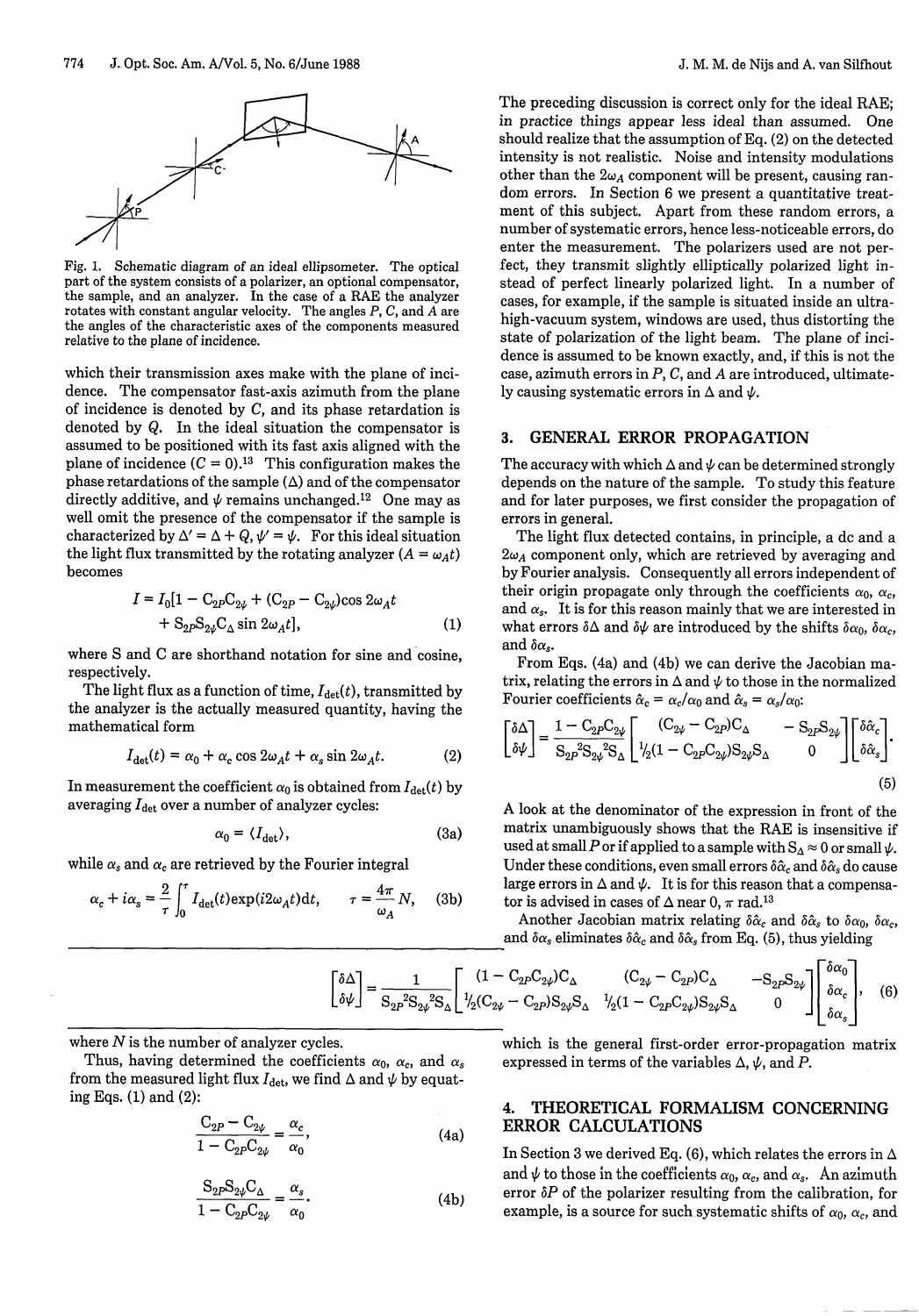Fig. 1. Schematic diagram of an ideal ellipsometer. The optical part of the system consists of a polarizer, an optional compensator, the sample, and an analyzer. In the case of a RAE the analyzer rotates with constant angular velocity. The angles $P$, $C$, and $A$ are the angles of the characteristic axes of the components measured relative to the plane of incidence.

which their transmission axes make with the plane of incidence. The compensator fast-axis azimuth from the plane of incidence is denoted by $C$, and its phase retardation is denoted by $Q$. In the ideal situation the compensator is assumed to be positioned with its fast axis aligned with the plane of incidence ($C = 0$).[13] This configuration makes the phase retardations of the sample ($\Delta$) and of the compensator directly additive, and $\psi$ remains unchanged.[12] One may as well omit the presence of the compensator if the sample is characterized by $\Delta' = \Delta + Q$, $\psi' = \psi$. For this ideal situation the light flux transmitted by the rotating analyzer ($A = \omega_A t$) becomes

$$I = I_0[1 - C_{2P}C_{2\psi} + (C_{2P} - C_{2\psi})\cos 2\omega_A t + S_{2P}S_{2\psi}C_\Delta \sin 2\omega_A t], \tag{1}$$

where S and C are shorthand notation for sine and cosine, respectively.

The light flux as a function of time, $I_{\text{det}}(t)$, transmitted by the analyzer is the actually measured quantity, having the mathematical form

$$I_{\text{det}}(t) = \alpha_0 + \alpha_c \cos 2\omega_A t + \alpha_s \sin 2\omega_A t. \tag{2}$$

In measurement the coefficient $\alpha_0$ is obtained from $I_{\text{det}}(t)$ by averaging $I_{\text{det}}$ over a number of analyzer cycles:

$$\alpha_0 = \langle I_{\text{det}} \rangle, \tag{3a}$$

while $\alpha_s$ and $\alpha_c$ are retrieved by the Fourier integral

$$\alpha_c + i\alpha_s = \frac{2}{\tau}\int_0^\tau I_{\text{det}}(t)\exp(i2\omega_A t)\mathrm{d}t, \qquad \tau = \frac{4\pi}{\omega_A}N, \tag{3b}$$

where $N$ is the number of analyzer cycles.

Thus, having determined the coefficients $\alpha_0$, $\alpha_c$, and $\alpha_s$ from the measured light flux $I_{\text{det}}$, we find $\Delta$ and $\psi$ by equating Eqs. (1) and (2):

$$\frac{C_{2P} - C_{2\psi}}{1 - C_{2P}C_{2\psi}} = \frac{\alpha_c}{\alpha_0}, \tag{4a}$$

$$\frac{S_{2P}S_{2\psi}C_\Delta}{1 - C_{2P}C_{2\psi}} = \frac{\alpha_s}{\alpha_0}. \tag{4b}$$

The preceding discussion is correct only for the ideal RAE; in practice things appear less ideal than assumed. One should realize that the assumption of Eq. (2) on the detected intensity is not realistic. Noise and intensity modulations other than the $2\omega_A$ component will be present, causing random errors. In Section 6 we present a quantitative treatment of this subject. Apart from these random errors, a number of systematic errors, hence less-noticeable errors, do enter the measurement. The polarizers used are not perfect, they transmit slightly elliptically polarized light instead of perfect linearly polarized light. In a number of cases, for example, if the sample is situated inside an ultrahigh-vacuum system, windows are used, thus distorting the state of polarization of the light beam. The plane of incidence is assumed to be known exactly, and, if this is not the case, azimuth errors in $P$, $C$, and $A$ are introduced, ultimately causing systematic errors in $\Delta$ and $\psi$.

## 3. GENERAL ERROR PROPAGATION

The accuracy with which $\Delta$ and $\psi$ can be determined strongly depends on the nature of the sample. To study this feature and for later purposes, we first consider the propagation of errors in general.

The light flux detected contains, in principle, a dc and a $2\omega_A$ component only, which are retrieved by averaging and by Fourier analysis. Consequently all errors independent of their origin propagate only through the coefficients $\alpha_0$, $\alpha_c$, and $\alpha_s$. It is for this reason mainly that we are interested in what errors $\delta\Delta$ and $\delta\psi$ are introduced by the shifts $\delta\alpha_0$, $\delta\alpha_c$, and $\delta\alpha_s$.

From Eqs. (4a) and (4b) we can derive the Jacobian matrix, relating the errors in $\Delta$ and $\psi$ to those in the normalized Fourier coefficients $\hat{\alpha}_c = \alpha_c/\alpha_0$ and $\hat{\alpha}_s = \alpha_s/\alpha_0$:

$$\begin{bmatrix}\delta\Delta \\ \delta\psi\end{bmatrix} = \frac{1 - C_{2P}C_{2\psi}}{S_{2P}{}^2 S_{2\psi}{}^2 S_\Delta}\begin{bmatrix}(C_{2\psi} - C_{2P})C_\Delta & -S_{2P}S_{2\psi} \\ \tfrac{1}{2}(1 - C_{2P}C_{2\psi})S_{2\psi}S_\Delta & 0\end{bmatrix}\begin{bmatrix}\delta\hat{\alpha}_c \\ \delta\hat{\alpha}_s\end{bmatrix}. \tag{5}$$

A look at the denominator of the expression in front of the matrix unambiguously shows that the RAE is insensitive if used at small $P$ or if applied to a sample with $S_\Delta \approx 0$ or small $\psi$. Under these conditions, even small errors $\delta\hat{\alpha}_c$ and $\delta\hat{\alpha}_s$ do cause large errors in $\Delta$ and $\psi$. It is for this reason that a compensator is advised in cases of $\Delta$ near 0, $\pi$ rad.[13]

Another Jacobian matrix relating $\delta\hat{\alpha}_c$ and $\delta\hat{\alpha}_s$ to $\delta\alpha_0$, $\delta\alpha_c$, and $\delta\alpha_s$ eliminates $\delta\hat{\alpha}_c$ and $\delta\hat{\alpha}_s$ from Eq. (5), thus yielding

$$\begin{bmatrix}\delta\Delta \\ \delta\psi\end{bmatrix} = \frac{1}{S_{2P}{}^2 S_{2\psi}{}^2 S_\Delta}\begin{bmatrix}(1 - C_{2P}C_{2\psi})C_\Delta & (C_{2\psi} - C_{2P})C_\Delta & -S_{2P}S_{2\psi} \\ \tfrac{1}{2}(C_{2\psi} - C_{2P})S_{2\psi}S_\Delta & \tfrac{1}{2}(1 - C_{2P}C_{2\psi})S_{2\psi}S_\Delta & 0\end{bmatrix}\begin{bmatrix}\delta\alpha_0 \\ \delta\alpha_c \\ \delta\alpha_s\end{bmatrix}, \tag{6}$$

which is the general first-order error-propagation matrix expressed in terms of the variables $\Delta$, $\psi$, and $P$.

## 4. THEORETICAL FORMALISM CONCERNING ERROR CALCULATIONS

In Section 3 we derived Eq. (6), which relates the errors in $\Delta$ and $\psi$ to those in the coefficients $\alpha_0$, $\alpha_c$, and $\alpha_s$. An azimuth error $\delta P$ of the polarizer resulting from the calibration, for example, is a source for such systematic shifts of $\alpha_0$, $\alpha_c$, and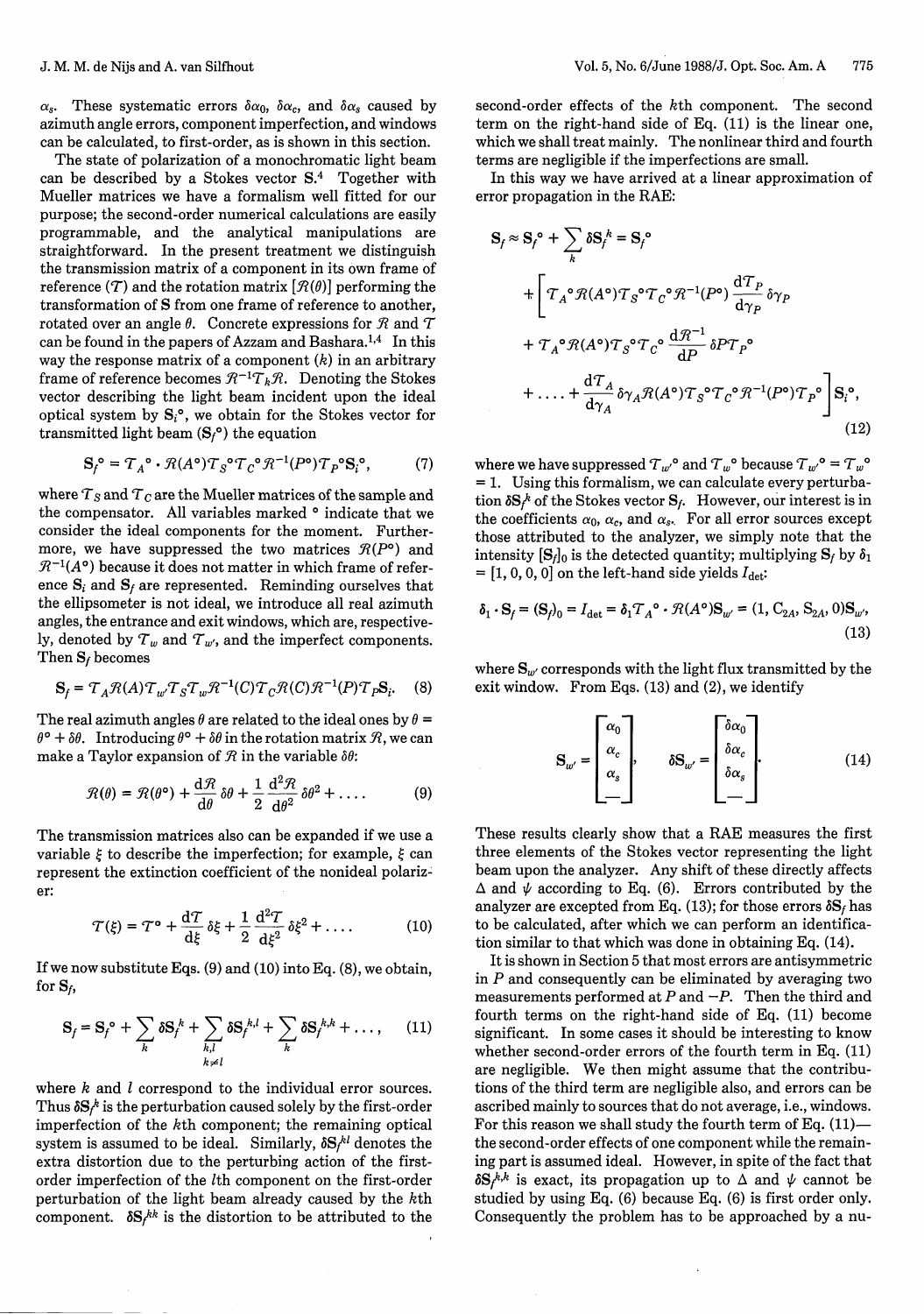$\alpha_s$. These systematic errors $\delta\alpha_0$, $\delta\alpha_c$, and $\delta\alpha_s$ caused by azimuth angle errors, component imperfection, and windows can be calculated, to first-order, as is shown in this section.

The state of polarization of a monochromatic light beam can be described by a Stokes vector $\mathbf{S}$.[4] Together with Mueller matrices we have a formalism well fitted for our purpose; the second-order numerical calculations are easily programmable, and the analytical manipulations are straightforward. In the present treatment we distinguish the transmission matrix of a component in its own frame of reference ($\mathcal{T}$) and the rotation matrix $[\mathcal{R}(\theta)]$ performing the transformation of $\mathbf{S}$ from one frame of reference to another, rotated over an angle $\theta$. Concrete expressions for $\mathcal{R}$ and $\mathcal{T}$ can be found in the papers of Azzam and Bashara.[1,4] In this way the response matrix of a component ($k$) in an arbitrary frame of reference becomes $\mathcal{R}^{-1}\mathcal{T}_k\mathcal{R}$. Denoting the Stokes vector describing the light beam incident upon the ideal optical system by $\mathbf{S}_i{}^\circ$, we obtain for the Stokes vector for transmitted light beam ($\mathbf{S}_f{}^\circ$) the equation

$$\mathbf{S}_f{}^\circ = \mathcal{T}_A{}^\circ \cdot \mathcal{R}(A^\circ)\mathcal{T}_S{}^\circ\mathcal{T}_C{}^\circ\mathcal{R}^{-1}(P^\circ)\mathcal{T}_P{}^\circ\mathbf{S}_i{}^\circ, \tag{7}$$

where $\mathcal{T}_S$ and $\mathcal{T}_C$ are the Mueller matrices of the sample and the compensator. All variables marked $^\circ$ indicate that we consider the ideal components for the moment. Furthermore, we have suppressed the two matrices $\mathcal{R}(P^\circ)$ and $\mathcal{R}^{-1}(A^\circ)$ because it does not matter in which frame of reference $\mathbf{S}_i$ and $\mathbf{S}_f$ are represented. Reminding ourselves that the ellipsometer is not ideal, we introduce all real azimuth angles, the entrance and exit windows, which are, respectively, denoted by $\mathcal{T}_w$ and $\mathcal{T}_{w'}$, and the imperfect components. Then $\mathbf{S}_f$ becomes

$$\mathbf{S}_f = \mathcal{T}_A\mathcal{R}(A)\mathcal{T}_{w'}\mathcal{T}_S\mathcal{T}_w\mathcal{R}^{-1}(C)\mathcal{T}_C\mathcal{R}(C)\mathcal{R}^{-1}(P)\mathcal{T}_P\mathbf{S}_i. \tag{8}$$

The real azimuth angles $\theta$ are related to the ideal ones by $\theta = \theta^\circ + \delta\theta$. Introducing $\theta^\circ + \delta\theta$ in the rotation matrix $\mathcal{R}$, we can make a Taylor expansion of $\mathcal{R}$ in the variable $\delta\theta$:

$$\mathcal{R}(\theta) = \mathcal{R}(\theta^\circ) + \frac{\mathrm{d}\mathcal{R}}{\mathrm{d}\theta}\delta\theta + \frac{1}{2}\frac{\mathrm{d}^2\mathcal{R}}{\mathrm{d}\theta^2}\delta\theta^2 + \ldots. \tag{9}$$

The transmission matrices also can be expanded if we use a variable $\xi$ to describe the imperfection; for example, $\xi$ can represent the extinction coefficient of the nonideal polarizer:

$$\mathcal{T}(\xi) = \mathcal{T}^\circ + \frac{\mathrm{d}\mathcal{T}}{\mathrm{d}\xi}\delta\xi + \frac{1}{2}\frac{\mathrm{d}^2\mathcal{T}}{\mathrm{d}\xi^2}\delta\xi^2 + \ldots. \tag{10}$$

If we now substitute Eqs. (9) and (10) into Eq. (8), we obtain, for $\mathbf{S}_f$,

$$\mathbf{S}_f = \mathbf{S}_f{}^\circ + \sum_k \delta\mathbf{S}_f{}^k + \sum_{\substack{k,l \\ k\neq l}} \delta\mathbf{S}_f{}^{k,l} + \sum_k \delta\mathbf{S}_f{}^{k,k} + \ldots, \tag{11}$$

where $k$ and $l$ correspond to the individual error sources. Thus $\delta\mathbf{S}_f{}^k$ is the perturbation caused solely by the first-order imperfection of the $k$th component; the remaining optical system is assumed to be ideal. Similarly, $\delta\mathbf{S}_f{}^{kl}$ denotes the extra distortion due to the perturbing action of the first-order imperfection of the $l$th component on the first-order perturbation of the light beam already caused by the $k$th component. $\delta\mathbf{S}_f{}^{kk}$ is the distortion to be attributed to the second-order effects of the $k$th component. The second term on the right-hand side of Eq. (11) is the linear one, which we shall treat mainly. The nonlinear third and fourth terms are negligible if the imperfections are small.

In this way we have arrived at a linear approximation of error propagation in the RAE:

$$\begin{aligned}\mathbf{S}_f \approx \mathbf{S}_f{}^\circ + \sum_k \delta\mathbf{S}_f{}^k = \mathbf{S}_f{}^\circ &+ \Bigg[\mathcal{T}_A{}^\circ\mathcal{R}(A^\circ)\mathcal{T}_S{}^\circ\mathcal{T}_C{}^\circ\mathcal{R}^{-1}(P^\circ)\frac{\mathrm{d}\mathcal{T}_P}{\mathrm{d}\gamma_P}\delta\gamma_P \\ &+ \mathcal{T}_A{}^\circ\mathcal{R}(A^\circ)\mathcal{T}_S{}^\circ\mathcal{T}_C{}^\circ\frac{\mathrm{d}\mathcal{R}^{-1}}{\mathrm{d}P}\delta P\mathcal{T}_P{}^\circ \\ &+ \ldots + \frac{\mathrm{d}\mathcal{T}_A}{\mathrm{d}\gamma_A}\delta\gamma_A\mathcal{R}(A^\circ)\mathcal{T}_S{}^\circ\mathcal{T}_C{}^\circ\mathcal{R}^{-1}(P^\circ)\mathcal{T}_P{}^\circ\Bigg]\mathbf{S}_i{}^\circ,\end{aligned} \tag{12}$$

where we have suppressed $\mathcal{T}_{w'}{}^\circ$ and $\mathcal{T}_w{}^\circ$ because $\mathcal{T}_{w'}{}^\circ = \mathcal{T}_w{}^\circ = 1$. Using this formalism, we can calculate every perturbation $\delta\mathbf{S}_f{}^k$ of the Stokes vector $\mathbf{S}_f$. However, our interest is in the coefficients $\alpha_0$, $\alpha_c$, and $\alpha_s$. For all error sources except those attributed to the analyzer, we simply note that the intensity $[\mathbf{S}_f]_0$ is the detected quantity; multiplying $\mathbf{S}_f$ by $\delta_1 = [1, 0, 0, 0]$ on the left-hand side yields $I_{\text{det}}$:

$$\delta_1 \cdot \mathbf{S}_f = (\mathbf{S}_f)_0 = I_{\text{det}} = \delta_1\mathcal{T}_A{}^\circ \cdot \mathcal{R}(A^\circ)\mathbf{S}_{w'} = (1, C_{2A}, S_{2A}, 0)\mathbf{S}_{w'}, \tag{13}$$

where $\mathbf{S}_{w'}$ corresponds with the light flux transmitted by the exit window. From Eqs. (13) and (2), we identify

$$\mathbf{S}_{w'} = \begin{bmatrix}\alpha_0 \\ \alpha_c \\ \alpha_s \\ -\end{bmatrix}, \qquad \delta\mathbf{S}_{w'} = \begin{bmatrix}\delta\alpha_0 \\ \delta\alpha_c \\ \delta\alpha_s \\ -\end{bmatrix}. \tag{14}$$

These results clearly show that a RAE measures the first three elements of the Stokes vector representing the light beam upon the analyzer. Any shift of these directly affects $\Delta$ and $\psi$ according to Eq. (6). Errors contributed by the analyzer are excepted from Eq. (13); for those errors $\delta\mathbf{S}_f$ has to be calculated, after which we can perform an identification similar to that which was done in obtaining Eq. (14).

It is shown in Section 5 that most errors are antisymmetric in $P$ and consequently can be eliminated by averaging two measurements performed at $P$ and $-P$. Then the third and fourth terms on the right-hand side of Eq. (11) become significant. In some cases it should be interesting to know whether second-order errors of the fourth term in Eq. (11) are negligible. We then might assume that the contributions of the third term are negligible also, and errors can be ascribed mainly to sources that do not average, i.e., windows. For this reason we shall study the fourth term of Eq. (11)—the second-order effects of one component while the remaining part is assumed ideal. However, in spite of the fact that $\delta\mathbf{S}_f{}^{k,k}$ is exact, its propagation up to $\Delta$ and $\psi$ cannot be studied by using Eq. (6) because Eq. (6) is first order only. Consequently the problem has to be approached by a nu-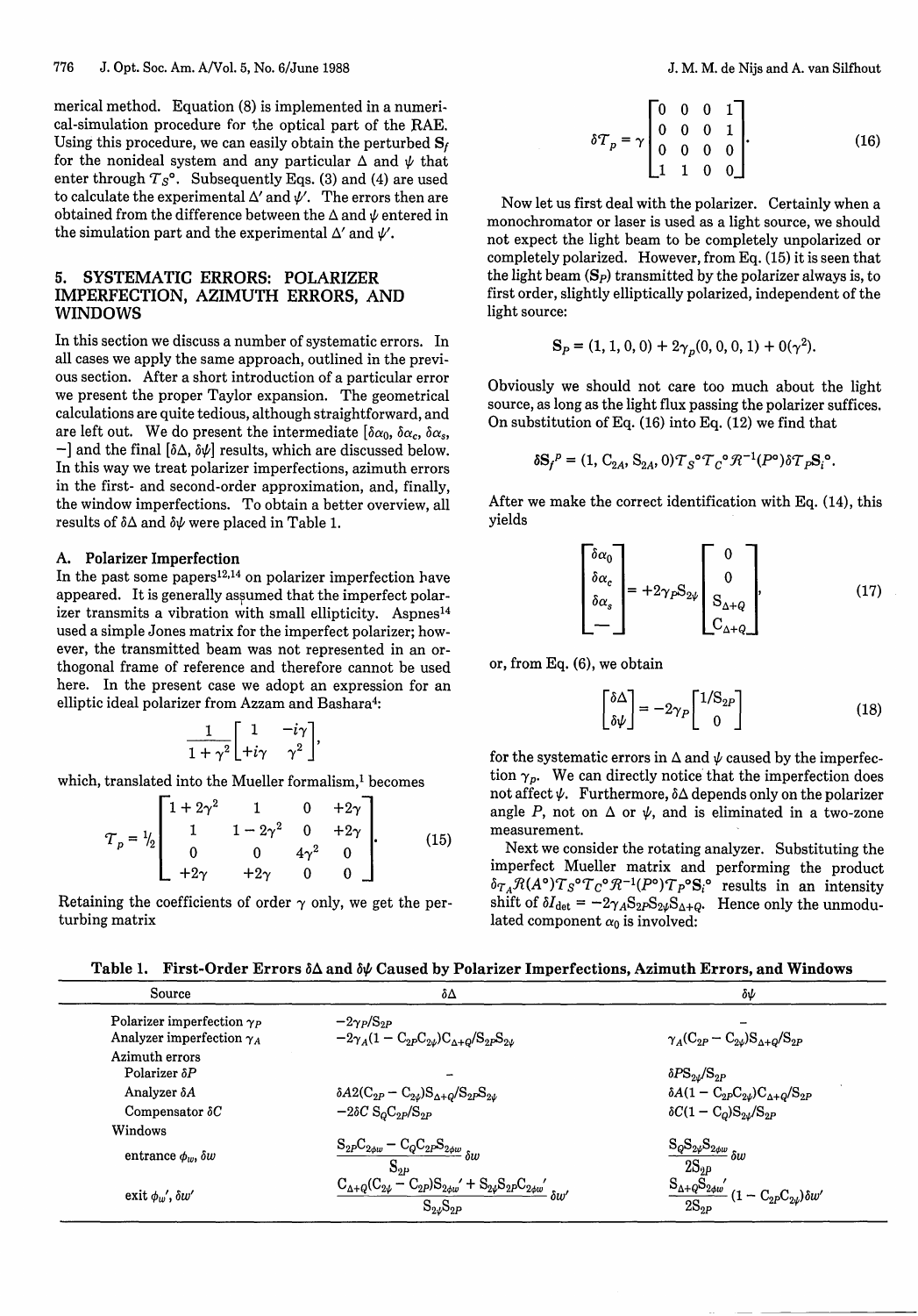merical method. Equation (8) is implemented in a numerical-simulation procedure for the optical part of the RAE. Using this procedure, we can easily obtain the perturbed $\mathbf{S}_f$ for the nonideal system and any particular $\Delta$ and $\psi$ that enter through $\mathcal{T}_S{}^\circ$. Subsequently Eqs. (3) and (4) are used to calculate the experimental $\Delta'$ and $\psi'$. The errors then are obtained from the difference between the $\Delta$ and $\psi$ entered in the simulation part and the experimental $\Delta'$ and $\psi'$.

## 5. SYSTEMATIC ERRORS: POLARIZER IMPERFECTION, AZIMUTH ERRORS, AND WINDOWS

In this section we discuss a number of systematic errors. In all cases we apply the same approach, outlined in the previous section. After a short introduction of a particular error we present the proper Taylor expansion. The geometrical calculations are quite tedious, although straightforward, and are left out. We do present the intermediate $[\delta\alpha_0, \delta\alpha_c, \delta\alpha_s, -]$ and the final $[\delta\Delta, \delta\psi]$ results, which are discussed below. In this way we treat polarizer imperfections, azimuth errors in the first- and second-order approximation, and, finally, the window imperfections. To obtain a better overview, all results of $\delta\Delta$ and $\delta\psi$ were placed in Table 1.

### A. Polarizer Imperfection

In the past some papers[12,14] on polarizer imperfection have appeared. It is generally assumed that the imperfect polarizer transmits a vibration with small ellipticity. Aspnes[14] used a simple Jones matrix for the imperfect polarizer; however, the transmitted beam was not represented in an orthogonal frame of reference and therefore cannot be used here. In the present case we adopt an expression for an elliptic ideal polarizer from Azzam and Bashara[4]:

$$\frac{1}{1+\gamma^2}\begin{bmatrix} 1 & -i\gamma \\ +i\gamma & \gamma^2 \end{bmatrix},$$

which, translated into the Mueller formalism,[1] becomes

$$\mathcal{T}_p = {}^1\!/_2 \begin{bmatrix} 1+2\gamma^2 & 1 & 0 & +2\gamma \\ 1 & 1-2\gamma^2 & 0 & +2\gamma \\ 0 & 0 & 4\gamma^2 & 0 \\ +2\gamma & +2\gamma & 0 & 0 \end{bmatrix}. \tag{15}$$

Retaining the coefficients of order $\gamma$ only, we get the perturbing matrix

$$\delta\mathcal{T}_p = \gamma \begin{bmatrix} 0 & 0 & 0 & 1 \\ 0 & 0 & 0 & 1 \\ 0 & 0 & 0 & 0 \\ 1 & 1 & 0 & 0 \end{bmatrix}. \tag{16}$$

Now let us first deal with the polarizer. Certainly when a monochromator or laser is used as a light source, we should not expect the light beam to be completely unpolarized or completely polarized. However, from Eq. (15) it is seen that the light beam ($\mathbf{S}_P$) transmitted by the polarizer always is, to first order, slightly elliptically polarized, independent of the light source:

$$\mathbf{S}_P = (1, 1, 0, 0) + 2\gamma_p(0, 0, 0, 1) + 0(\gamma^2).$$

Obviously we should not care too much about the light source, as long as the light flux passing the polarizer suffices. On substitution of Eq. (16) into Eq. (12) we find that

$$\delta\mathbf{S}_f{}^P = (1, \mathrm{C}_{2A}, \mathrm{S}_{2A}, 0)\mathcal{T}_S{}^\circ\mathcal{T}_C{}^\circ\mathcal{R}^{-1}(P^\circ)\delta\mathcal{T}_P\mathbf{S}_i{}^\circ.$$

After we make the correct identification with Eq. (14), this yields

$$\begin{bmatrix} \delta\alpha_0 \\ \delta\alpha_c \\ \delta\alpha_s \\ - \end{bmatrix} = +2\gamma_P\mathrm{S}_{2\psi}\begin{bmatrix} 0 \\ 0 \\ \mathrm{S}_{\Delta+Q} \\ \mathrm{C}_{\Delta+Q} \end{bmatrix}, \tag{17}$$

or, from Eq. (6), we obtain

$$\begin{bmatrix} \delta\Delta \\ \delta\psi \end{bmatrix} = -2\gamma_P\begin{bmatrix} 1/\mathrm{S}_{2P} \\ 0 \end{bmatrix} \tag{18}$$

for the systematic errors in $\Delta$ and $\psi$ caused by the imperfection $\gamma_p$. We can directly notice that the imperfection does not affect $\psi$. Furthermore, $\delta\Delta$ depends only on the polarizer angle $P$, not on $\Delta$ or $\psi$, and is eliminated in a two-zone measurement.

Next we consider the rotating analyzer. Substituting the imperfect Mueller matrix and performing the product $\delta\mathcal{T}_A\mathcal{R}(A^\circ)\mathcal{T}_S{}^\circ\mathcal{T}_C{}^\circ\mathcal{R}^{-1}(P^\circ)\mathcal{T}_P{}^\circ\mathbf{S}_i{}^\circ$ results in an intensity shift of $\delta I_{\det} = -2\gamma_A\mathrm{S}_{2P}\mathrm{S}_{2\psi}\mathrm{S}_{\Delta+Q}$. Hence only the unmodulated component $\alpha_0$ is involved:

**Table 1. First-Order Errors $\delta\Delta$ and $\delta\psi$ Caused by Polarizer Imperfections, Azimuth Errors, and Windows**

| Source | $\delta\Delta$ | $\delta\psi$ |
|---|---|---|
| Polarizer imperfection $\gamma_P$ | $-2\gamma_P/\mathrm{S}_{2P}$ | – |
| Analyzer imperfection $\gamma_A$ | $-2\gamma_A(1-\mathrm{C}_{2P}\mathrm{C}_{2\psi})\mathrm{C}_{\Delta+Q}/\mathrm{S}_{2P}\mathrm{S}_{2\psi}$ | $\gamma_A(\mathrm{C}_{2P}-\mathrm{C}_{2\psi})\mathrm{S}_{\Delta+Q}/\mathrm{S}_{2P}$ |
| Azimuth errors | | |
| Polarizer $\delta P$ | – | $\delta P\mathrm{S}_{2\psi}/\mathrm{S}_{2P}$ |
| Analyzer $\delta A$ | $\delta A 2(\mathrm{C}_{2P}-\mathrm{C}_{2\psi})\mathrm{S}_{\Delta+Q}/\mathrm{S}_{2P}\mathrm{S}_{2\psi}$ | $\delta A(1-\mathrm{C}_{2P}\mathrm{C}_{2\psi})\mathrm{C}_{\Delta+Q}/\mathrm{S}_{2P}$ |
| Compensator $\delta C$ | $-2\delta C\,\mathrm{S}_Q\mathrm{C}_{2P}/\mathrm{S}_{2P}$ | $\delta C(1-\mathrm{C}_Q)\mathrm{S}_{2\psi}/\mathrm{S}_{2P}$ |
| Windows | | |
| entrance $\phi_w$, $\delta w$ | $\dfrac{\mathrm{S}_{2P}\mathrm{C}_{2\phi w}-\mathrm{C}_Q\mathrm{C}_{2P}\mathrm{S}_{2\phi w}}{\mathrm{S}_{2P}}\delta w$ | $\dfrac{\mathrm{S}_Q\mathrm{S}_{2\psi}\mathrm{S}_{2\phi w}}{2\mathrm{S}_{2P}}\delta w$ |
| exit $\phi_w'$, $\delta w'$ | $\dfrac{\mathrm{C}_{\Delta+Q}(\mathrm{C}_{2\psi}-\mathrm{C}_{2P})\mathrm{S}_{2\phi w}{}'+\mathrm{S}_{2\psi}\mathrm{S}_{2P}\mathrm{C}_{2\phi w}{}'}{\mathrm{S}_{2\psi}\mathrm{S}_{2P}}\delta w'$ | $\dfrac{\mathrm{S}_{\Delta+Q}\mathrm{S}_{2\phi w}{}'}{2\mathrm{S}_{2P}}(1-\mathrm{C}_{2P}\mathrm{C}_{2\psi})\delta w'$ |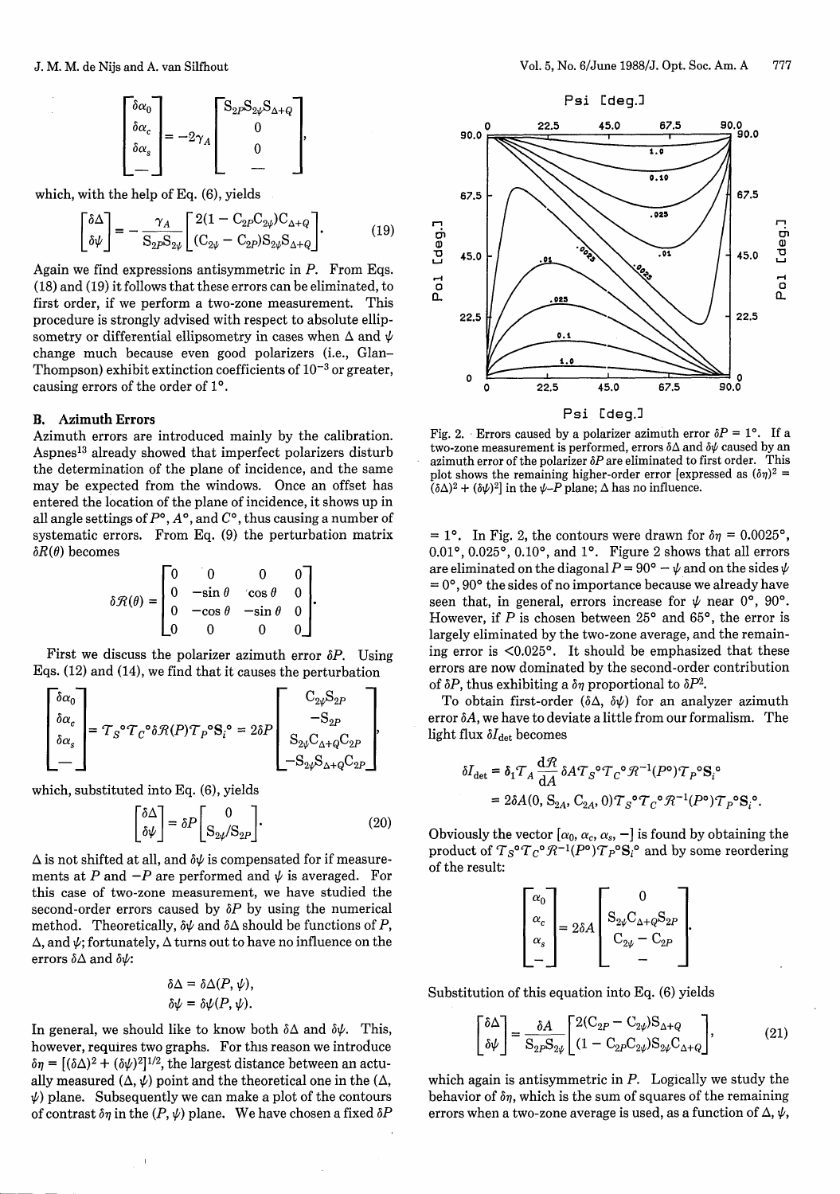$$\begin{bmatrix} \delta\alpha_0 \\ \delta\alpha_c \\ \delta\alpha_s \\ - \end{bmatrix} = -2\gamma_A \begin{bmatrix} S_{2P}S_{2\psi}S_{\Delta+Q} \\ 0 \\ 0 \\ - \end{bmatrix},$$

which, with the help of Eq. (6), yields

$$\begin{bmatrix} \delta\Delta \\ \delta\psi \end{bmatrix} = -\frac{\gamma_A}{S_{2P}S_{2\psi}} \begin{bmatrix} 2(1 - C_{2P}C_{2\psi})C_{\Delta+Q} \\ (C_{2\psi} - C_{2P})S_{2\psi}S_{\Delta+Q} \end{bmatrix}. \quad (19)$$

Again we find expressions antisymmetric in $P$. From Eqs. (18) and (19) it follows that these errors can be eliminated, to first order, if we perform a two-zone measurement. This procedure is strongly advised with respect to absolute ellipsometry or differential ellipsometry in cases when $\Delta$ and $\psi$ change much because even good polarizers (i.e., Glan–Thompson) exhibit extinction coefficients of $10^{-3}$ or greater, causing errors of the order of 1°.

## B. Azimuth Errors

Azimuth errors are introduced mainly by the calibration. Aspnes[13] already showed that imperfect polarizers disturb the determination of the plane of incidence, and the same may be expected from the windows. Once an offset has entered the location of the plane of incidence, it shows up in all angle settings of $P°$, $A°$, and $C°$, thus causing a number of systematic errors. From Eq. (9) the perturbation matrix $\delta\mathcal{R}(\theta)$ becomes

$$\delta\mathcal{R}(\theta) = \begin{bmatrix} 0 & 0 & 0 & 0 \\ 0 & -\sin\theta & \cos\theta & 0 \\ 0 & -\cos\theta & -\sin\theta & 0 \\ 0 & 0 & 0 & 0 \end{bmatrix}.$$

First we discuss the polarizer azimuth error $\delta P$. Using Eqs. (12) and (14), we find that it causes the perturbation

$$\begin{bmatrix} \delta\alpha_0 \\ \delta\alpha_c \\ \delta\alpha_s \\ - \end{bmatrix} = \mathcal{T}_S°\mathcal{T}_C°\delta\mathcal{R}(P)\mathcal{T}_P°\mathbf{S}_i° = 2\delta P \begin{bmatrix} C_{2\psi}S_{2P} \\ -S_{2P} \\ S_{2\psi}C_{\Delta+Q}C_{2P} \\ -S_{2\psi}S_{\Delta+Q}C_{2P} \end{bmatrix},$$

which, substituted into Eq. (6), yields

$$\begin{bmatrix} \delta\Delta \\ \delta\psi \end{bmatrix} = \delta P \begin{bmatrix} 0 \\ S_{2\psi}/S_{2P} \end{bmatrix}. \quad (20)$$

$\Delta$ is not shifted at all, and $\delta\psi$ is compensated for if measurements at $P$ and $-P$ are performed and $\psi$ is averaged. For this case of two-zone measurement, we have studied the second-order errors caused by $\delta P$ by using the numerical method. Theoretically, $\delta\psi$ and $\delta\Delta$ should be functions of $P$, $\Delta$, and $\psi$; fortunately, $\Delta$ turns out to have no influence on the errors $\delta\Delta$ and $\delta\psi$:

$$\delta\Delta = \delta\Delta(P, \psi),$$
$$\delta\psi = \delta\psi(P, \psi).$$

In general, we should like to know both $\delta\Delta$ and $\delta\psi$. This, however, requires two graphs. For this reason we introduce $\delta\eta = [(\delta\Delta)^2 + (\delta\psi)^2]^{1/2}$, the largest distance between an actually measured $(\Delta, \psi)$ point and the theoretical one in the $(\Delta, \psi)$ plane. Subsequently we can make a plot of the contours of contrast $\delta\eta$ in the $(P, \psi)$ plane. We have chosen a fixed $\delta P = 1°$. In Fig. 2, the contours were drawn for $\delta\eta = 0.0025°$, 0.01°, 0.025°, 0.10°, and 1°. Figure 2 shows that all errors are eliminated on the diagonal $P = 90° - \psi$ and on the sides $\psi = 0°, 90°$ the sides of no importance because we already have seen that, in general, errors increase for $\psi$ near 0°, 90°. However, if $P$ is chosen between 25° and 65°, the error is largely eliminated by the two-zone average, and the remaining error is <0.025°. It should be emphasized that these errors are now dominated by the second-order contribution of $\delta P$, thus exhibiting a $\delta\eta$ proportional to $\delta P^2$.

Fig. 2. Errors caused by a polarizer azimuth error $\delta P = 1°$. If a two-zone measurement is performed, errors $\delta\Delta$ and $\delta\psi$ caused by an azimuth error of the polarizer $\delta P$ are eliminated to first order. This plot shows the remaining higher-order error [expressed as $(\delta\eta)^2 = (\delta\Delta)^2 + (\delta\psi)^2$] in the $\psi$–$P$ plane; $\Delta$ has no influence.

To obtain first-order $(\delta\Delta, \delta\psi)$ for an analyzer azimuth error $\delta A$, we have to deviate a little from our formalism. The light flux $\delta I_{\text{det}}$ becomes

$$\delta I_{\text{det}} = \delta_1\mathcal{T}_A\frac{d\mathcal{R}}{dA}\delta A\mathcal{T}_S°\mathcal{T}_C°\mathcal{R}^{-1}(P°)\mathcal{T}_P°\mathbf{S}_i°$$
$$= 2\delta A(0, S_{2A}, C_{2A}, 0)\mathcal{T}_S°\mathcal{T}_C°\mathcal{R}^{-1}(P°)\mathcal{T}_P°\mathbf{S}_i°.$$

Obviously the vector $[\alpha_0, \alpha_c, \alpha_s, -]$ is found by obtaining the product of $\mathcal{T}_S°\mathcal{T}_C°\mathcal{R}^{-1}(P°)\mathcal{T}_P°\mathbf{S}_i°$ and by some reordering of the result:

$$\begin{bmatrix} \alpha_0 \\ \alpha_c \\ \alpha_s \\ - \end{bmatrix} = 2\delta A \begin{bmatrix} 0 \\ S_{2\psi}C_{\Delta+Q}S_{2P} \\ C_{2\psi} - C_{2P} \\ - \end{bmatrix}.$$

Substitution of this equation into Eq. (6) yields

$$\begin{bmatrix} \delta\Delta \\ \delta\psi \end{bmatrix} = \frac{\delta A}{S_{2P}S_{2\psi}} \begin{bmatrix} 2(C_{2P} - C_{2\psi})S_{\Delta+Q} \\ (1 - C_{2P}C_{2\psi})S_{2\psi}C_{\Delta+Q} \end{bmatrix}, \quad (21)$$

which again is antisymmetric in $P$. Logically we study the behavior of $\delta\eta$, which is the sum of squares of the remaining errors when a two-zone average is used, as a function of $\Delta$, $\psi$,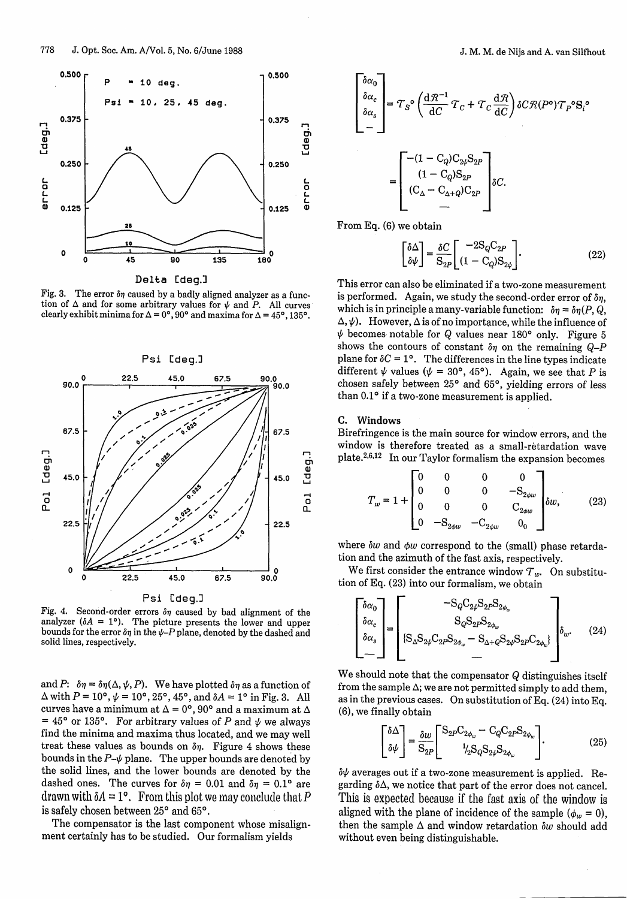Fig. 3. The error $\delta\eta$ caused by a badly aligned analyzer as a function of $\Delta$ and for some arbitrary values for $\psi$ and $P$. All curves clearly exhibit minima for $\Delta = 0°$, 90° and maxima for $\Delta = 45°$, 135°.

Fig. 4. Second-order errors $\delta\eta$ caused by bad alignment of the analyzer ($\delta A = 1°$). The picture presents the lower and upper bounds for the error $\delta\eta$ in the $\psi$–$P$ plane, denoted by the dashed and solid lines, respectively.

and $P$: $\delta\eta = \delta\eta(\Delta, \psi, P)$. We have plotted $\delta\eta$ as a function of $\Delta$ with $P = 10°$, $\psi = 10°, 25°, 45°$, and $\delta A = 1°$ in Fig. 3. All curves have a minimum at $\Delta = 0°, 90°$ and a maximum at $\Delta = 45°$ or 135°. For arbitrary values of $P$ and $\psi$ we always find the minima and maxima thus located, and we may well treat these values as bounds on $\delta\eta$. Figure 4 shows these bounds in the $P$–$\psi$ plane. The upper bounds are denoted by the solid lines, and the lower bounds are denoted by the dashed ones. The curves for $\delta\eta = 0.01$ and $\delta\eta = 0.1°$ are drawn with $\delta A = 1°$. From this plot we may conclude that $P$ is safely chosen between 25° and 65°.

The compensator is the last component whose misalignment certainly has to be studied. Our formalism yields

$$\begin{bmatrix} \delta\alpha_0 \\ \delta\alpha_c \\ \delta\alpha_s \\ - \end{bmatrix} = \mathcal{T}_S{}^{\circ} \left( \frac{d\mathcal{R}^{-1}}{dC} \mathcal{T}_C + \mathcal{T}_C \frac{d\mathcal{R}}{dC} \right) \delta C \mathcal{R}(P^{\circ}) \mathcal{T}_P{}^{\circ} \mathbf{S}_i{}^{\circ}$$

$$= \begin{bmatrix} -(1 - C_Q) C_{2\psi} S_{2P} \\ (1 - C_Q) S_{2P} \\ (C_\Delta - C_{\Delta+Q}) C_{2P} \\ - \end{bmatrix} \delta C.$$

From Eq. (6) we obtain

$$\begin{bmatrix} \delta\Delta \\ \delta\psi \end{bmatrix} = \frac{\delta C}{S_{2P}} \begin{bmatrix} -2 S_Q C_{2P} \\ (1 - C_Q) S_{2\psi} \end{bmatrix}. \tag{22}$$

This error can also be eliminated if a two-zone measurement is performed. Again, we study the second-order error of $\delta\eta$, which is in principle a many-variable function: $\delta\eta = \delta\eta(P, Q, \Delta, \psi)$. However, $\Delta$ is of no importance, while the influence of $\psi$ becomes notable for $Q$ values near 180° only. Figure 5 shows the contours of constant $\delta\eta$ on the remaining $Q$–$P$ plane for $\delta C = 1°$. The differences in the line types indicate different $\psi$ values ($\psi = 30°, 45°$). Again, we see that $P$ is chosen safely between 25° and 65°, yielding errors of less than 0.1° if a two-zone measurement is applied.

### C. Windows

Birefringence is the main source for window errors, and the window is therefore treated as a small-retardation wave plate.[2,6,12] In our Taylor formalism the expansion becomes

$$\mathcal{T}_w = 1 + \begin{bmatrix} 0 & 0 & 0 & 0 \\ 0 & 0 & 0 & -S_{2\phi w} \\ 0 & 0 & 0 & C_{2\phi w} \\ 0 & -S_{2\phi w} & -C_{2\phi w} & 0_0 \end{bmatrix} \delta w, \tag{23}$$

where $\delta w$ and $\phi w$ correspond to the (small) phase retardation and the azimuth of the fast axis, respectively.

We first consider the entrance window $\mathcal{T}_w$. On substitution of Eq. (23) into our formalism, we obtain

$$\begin{bmatrix} \delta\alpha_0 \\ \delta\alpha_c \\ \delta\alpha_s \\ - \end{bmatrix} = \begin{bmatrix} -S_Q C_{2\psi} S_{2P} S_{2\phi_w} \\ S_Q S_{2P} S_{2\phi_w} \\ \{S_\Delta S_{2\psi} C_{2P} S_{2\phi_w} - S_{\Delta+Q} S_{2\psi} S_{2P} C_{2\phi_w}\} \\ - \end{bmatrix} \delta_w. \tag{24}$$

We should note that the compensator $Q$ distinguishes itself from the sample $\Delta$; we are not permitted simply to add them, as in the previous cases. On substitution of Eq. (24) into Eq. (6), we finally obtain

$$\begin{bmatrix} \delta\Delta \\ \delta\psi \end{bmatrix} = \frac{\delta w}{S_{2P}} \begin{bmatrix} S_{2P} C_{2\phi_w} - C_Q C_{2P} S_{2\phi_w} \\ \tfrac{1}{2} S_Q S_{2\psi} S_{2\phi_w} \end{bmatrix}. \tag{25}$$

$\delta\psi$ averages out if a two-zone measurement is applied. Regarding $\delta\Delta$, we notice that part of the error does not cancel. This is expected because if the fast axis of the window is aligned with the plane of incidence of the sample ($\phi_w = 0$), then the sample $\Delta$ and window retardation $\delta w$ should add without even being distinguishable.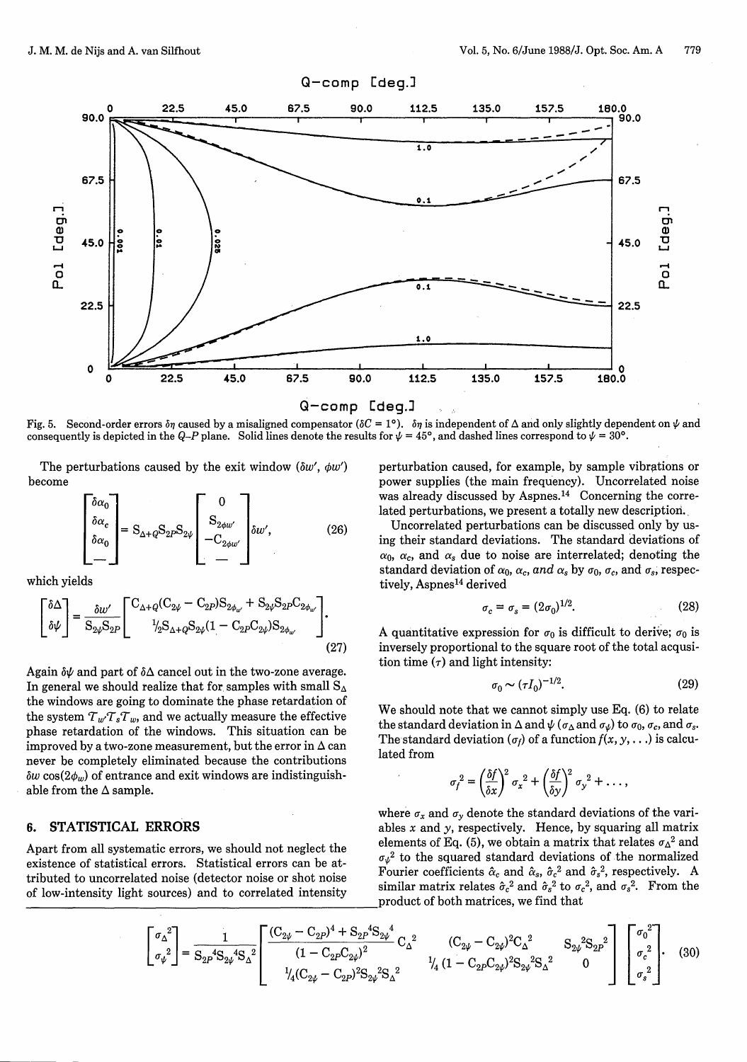Fig. 5. Second-order errors $\delta\eta$ caused by a misaligned compensator ($\delta C = 1°$). $\delta\eta$ is independent of $\Delta$ and only slightly dependent on $\psi$ and consequently is depicted in the $Q$–$P$ plane. Solid lines denote the results for $\psi = 45°$, and dashed lines correspond to $\psi = 30°$.

The perturbations caused by the exit window ($\delta w'$, $\phi w'$) become

$$\begin{bmatrix} \delta\alpha_0 \\ \delta\alpha_c \\ \delta\alpha_0 \\ - \end{bmatrix} = S_{\Delta+Q} S_{2P} S_{2\psi} \begin{bmatrix} 0 \\ S_{2\phi w'} \\ -C_{2\phi w'} \\ - \end{bmatrix} \delta w', \tag{26}$$

which yields

$$\begin{bmatrix} \delta\Delta \\ \delta\psi \end{bmatrix} = \frac{\delta w'}{S_{2\psi} S_{2P}} \begin{bmatrix} C_{\Delta+Q}(C_{2\psi} - C_{2P}) S_{2\phi_{w'}} + S_{2\psi} S_{2P} C_{2\phi_{w'}} \\ \tfrac{1}{2} S_{\Delta+Q} S_{2\psi}(1 - C_{2P} C_{2\psi}) S_{2\phi_{w'}} \end{bmatrix}. \tag{27}$$

Again $\delta\psi$ and part of $\delta\Delta$ cancel out in the two-zone average. In general we should realize that for samples with small $S_\Delta$ the windows are going to dominate the phase retardation of the system $\mathcal{T}_{w'}\mathcal{T}_s\mathcal{T}_w$, and we actually measure the effective phase retardation of the windows. This situation can be improved by a two-zone measurement, but the error in $\Delta$ can never be completely eliminated because the contributions $\delta w \cos(2\phi_w)$ of entrance and exit windows are indistinguishable from the $\Delta$ sample.

## 6. STATISTICAL ERRORS

Apart from all systematic errors, we should not neglect the existence of statistical errors. Statistical errors can be attributed to uncorrelated noise (detector noise or shot noise of low-intensity light sources) and to correlated intensity perturbation caused, for example, by sample vibrations or power supplies (the main frequency). Uncorrelated noise was already discussed by Aspnes.[14] Concerning the correlated perturbations, we present a totally new description.

Uncorrelated perturbations can be discussed only by using their standard deviations. The standard deviations of $\alpha_0$, $\alpha_c$, and $\alpha_s$ due to noise are interrelated; denoting the standard deviation of $\alpha_0$, $\alpha_c$, *and* $\alpha_s$ by $\sigma_0$, $\sigma_c$, and $\sigma_s$, respectively, Aspnes[14] derived

$$\sigma_c = \sigma_s = (2\sigma_0)^{1/2}. \tag{28}$$

A quantitative expression for $\sigma_0$ is difficult to derive; $\sigma_0$ is inversely proportional to the square root of the total acqusition time ($\tau$) and light intensity:

$$\sigma_0 \sim (\tau I_0)^{-1/2}. \tag{29}$$

We should note that we cannot simply use Eq. (6) to relate the standard deviation in $\Delta$ and $\psi$ ($\sigma_\Delta$ and $\sigma_\psi$) to $\sigma_0$, $\sigma_c$, and $\sigma_s$. The standard deviation ($\sigma_f$) of a function $f(x, y, \ldots)$ is calculated from

$$\sigma_f^2 = \left(\frac{\delta f}{\delta x}\right)^2 \sigma_x^2 + \left(\frac{\delta f}{\delta y}\right)^2 \sigma_y^2 + \ldots,$$

where $\sigma_x$ and $\sigma_y$ denote the standard deviations of the variables $x$ and $y$, respectively. Hence, by squaring all matrix elements of Eq. (5), we obtain a matrix that relates $\sigma_\Delta^2$ and $\sigma_\psi^2$ to the squared standard deviations of the normalized Fourier coefficients $\hat{\alpha}_c$ and $\hat{\alpha}_s$, $\hat{\sigma}_c^2$ and $\hat{\sigma}_s^2$, respectively. A similar matrix relates $\hat{\sigma}_c^2$ and $\hat{\sigma}_s^2$ to $\sigma_c^2$, and $\sigma_s^2$. From the product of both matrices, we find that

$$\begin{bmatrix} \sigma_\Delta^2 \\ \sigma_\psi^2 \end{bmatrix} = \frac{1}{S_{2P}^4 S_{2\psi}^4 S_\Delta^2} \begin{bmatrix} \dfrac{(C_{2\psi} - C_{2P})^4 + S_{2P}^4 S_{2\psi}^4}{(1 - C_{2P} C_{2\psi})^2} C_\Delta^2 & (C_{2\psi} - C_{2\psi})^2 C_\Delta^2 & S_{2\psi}^2 S_{2P}^2 \\ \tfrac{1}{4}(C_{2\psi} - C_{2P})^2 S_{2\psi}^2 S_\Delta^2 & \tfrac{1}{4}(1 - C_{2P} C_{2\psi})^2 S_{2\psi}^2 S_\Delta^2 & 0 \end{bmatrix} \begin{bmatrix} \sigma_0^2 \\ \sigma_c^2 \\ \sigma_s^2 \end{bmatrix}. \tag{30}$$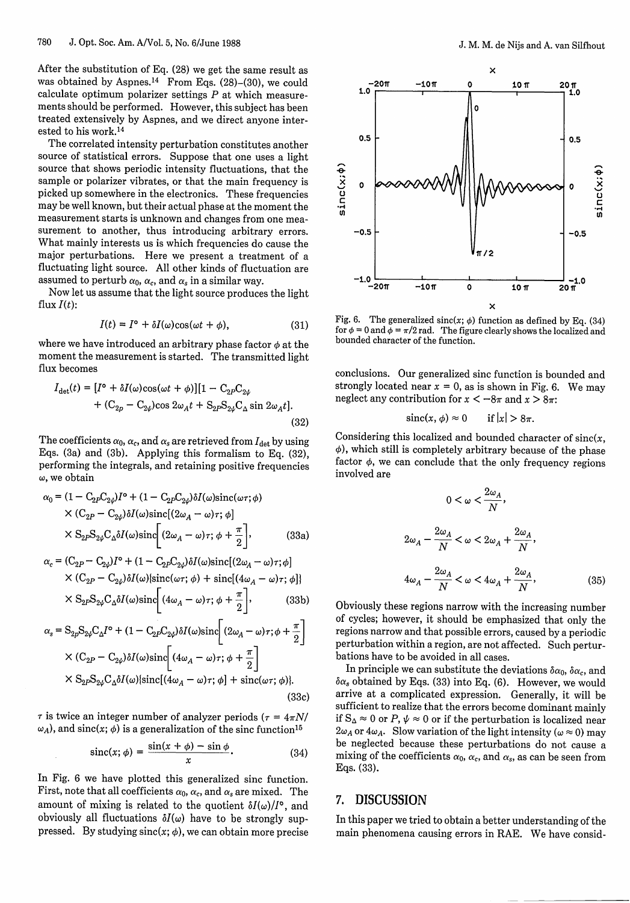After the substitution of Eq. (28) we get the same result as was obtained by Aspnes.[14] From Eqs. (28)–(30), we could calculate optimum polarizer settings $P$ at which measurements should be performed. However, this subject has been treated extensively by Aspnes, and we direct anyone interested to his work.[14]

The correlated intensity perturbation constitutes another source of statistical errors. Suppose that one uses a light source that shows periodic intensity fluctuations, that the sample or polarizer vibrates, or that the main frequency is picked up somewhere in the electronics. These frequencies may be well known, but their actual phase at the moment the measurement starts is unknown and changes from one measurement to another, thus introducing arbitrary errors. What mainly interests us is which frequencies do cause the major perturbations. Here we present a treatment of a fluctuating light source. All other kinds of fluctuation are assumed to perturb $\alpha_0$, $\alpha_c$, and $\alpha_s$ in a similar way.

Now let us assume that the light source produces the light flux $I(t)$:

$$I(t) = I^\circ + \delta I(\omega)\cos(\omega t + \phi), \tag{31}$$

where we have introduced an arbitrary phase factor $\phi$ at the moment the measurement is started. The transmitted light flux becomes

$$I_{\text{det}}(t) = [I^\circ + \delta I(\omega)\cos(\omega t + \phi)][1 - C_{2P}C_{2\psi} + (C_{2p} - C_{2\psi})\cos 2\omega_A t + S_{2P}S_{2\psi}C_\Delta \sin 2\omega_A t]. \tag{32}$$

The coefficients $\alpha_0$, $\alpha_c$, and $\alpha_s$ are retrieved from $I_{\text{det}}$ by using Eqs. (3a) and (3b). Applying this formalism to Eq. (32), performing the integrals, and retaining positive frequencies $\omega$, we obtain

$$\begin{aligned}\alpha_0 = {} & (1 - C_{2P}C_{2\psi})I^\circ + (1 - C_{2P}C_{2\psi})\delta I(\omega)\text{sinc}(\omega\tau;\phi) \\ & \times (C_{2P} - C_{2\psi})\delta I(\omega)\text{sinc}[(2\omega_A - \omega)\tau;\phi] \\ & \times S_{2P}S_{2\psi}C_\Delta \delta I(\omega)\text{sinc}\left[(2\omega_A - \omega)\tau;\phi + \frac{\pi}{2}\right],\end{aligned} \tag{33a}$$

$$\begin{aligned}\alpha_c = {} & (C_{2P} - C_{2\psi})I^\circ + (1 - C_{2P}C_{2\psi})\delta I(\omega)\text{sinc}[(2\omega_A - \omega)\tau;\phi] \\ & \times (C_{2P} - C_{2\psi})\delta I(\omega)\{\text{sinc}(\omega\tau;\phi) + \text{sinc}[(4\omega_A - \omega)\tau;\phi]\} \\ & \times S_{2P}S_{2\psi}C_\Delta \delta I(\omega)\text{sinc}\left[(4\omega_A - \omega)\tau;\phi + \frac{\pi}{2}\right],\end{aligned} \tag{33b}$$

$$\begin{aligned}\alpha_s = {} & S_{2p}S_{2\psi}C_\Delta I^\circ + (1 - C_{2P}C_{2\psi})\delta I(\omega)\text{sinc}\left[(2\omega_A - \omega)\tau;\phi + \frac{\pi}{2}\right] \\ & \times (C_{2P} - C_{2\psi})\delta I(\omega)\text{sinc}\left[(4\omega_A - \omega)\tau;\phi + \frac{\pi}{2}\right] \\ & \times S_{2P}S_{2\psi}C_\Delta \delta I(\omega)\{\text{sinc}[(4\omega_A - \omega)\tau;\phi] + \text{sinc}(\omega\tau;\phi)\}.\end{aligned} \tag{33c}$$

$\tau$ is twice an integer number of analyzer periods ($\tau = 4\pi N/\omega_A$), and $\text{sinc}(x;\phi)$ is a generalization of the sinc function[15]

$$\text{sinc}(x;\phi) = \frac{\sin(x + \phi) - \sin\phi}{x}. \tag{34}$$

In Fig. 6 we have plotted this generalized sinc function. First, note that all coefficients $\alpha_0$, $\alpha_c$, and $\alpha_s$ are mixed. The amount of mixing is related to the quotient $\delta I(\omega)/I^\circ$, and obviously all fluctuations $\delta I(\omega)$ have to be strongly suppressed. By studying $\text{sinc}(x;\phi)$, we can obtain more precise conclusions. Our generalized sinc function is bounded and strongly located near $x = 0$, as is shown in Fig. 6. We may neglect any contribution for $x < -8\pi$ and $x > 8\pi$:

Fig. 6. The generalized $\text{sinc}(x;\phi)$ function as defined by Eq. (34) for $\phi = 0$ and $\phi = \pi/2$ rad. The figure clearly shows the localized and bounded character of the function.

$$\text{sinc}(x,\phi) \approx 0 \qquad \text{if } |x| > 8\pi.$$

Considering this localized and bounded character of $\text{sinc}(x,\phi)$, which still is completely arbitrary because of the phase factor $\phi$, we can conclude that the only frequency regions involved are

$$\begin{gathered} 0 < \omega < \frac{2\omega_A}{N}, \\ 2\omega_A - \frac{2\omega_A}{N} < \omega < 2\omega_A + \frac{2\omega_A}{N}, \\ 4\omega_A - \frac{2\omega_A}{N} < \omega < 4\omega_A + \frac{2\omega_A}{N}, \end{gathered} \tag{35}$$

Obviously these regions narrow with the increasing number of cycles; however, it should be emphasized that only the regions narrow and that possible errors, caused by a periodic perturbation within a region, are not affected. Such perturbations have to be avoided in all cases.

In principle we can substitute the deviations $\delta\alpha_0$, $\delta\alpha_c$, and $\delta\alpha_s$ obtained by Eqs. (33) into Eq. (6). However, we would arrive at a complicated expression. Generally, it will be sufficient to realize that the errors become dominant mainly if $S_\Delta \approx 0$ or $P$, $\psi \approx 0$ or if the perturbation is localized near $2\omega_A$ or $4\omega_A$. Slow variation of the light intensity ($\omega \approx 0$) may be neglected because these perturbations do not cause a mixing of the coefficients $\alpha_0$, $\alpha_c$, and $\alpha_s$, as can be seen from Eqs. (33).

## 7. DISCUSSION

In this paper we tried to obtain a better understanding of the main phenomena causing errors in RAE. We have consid-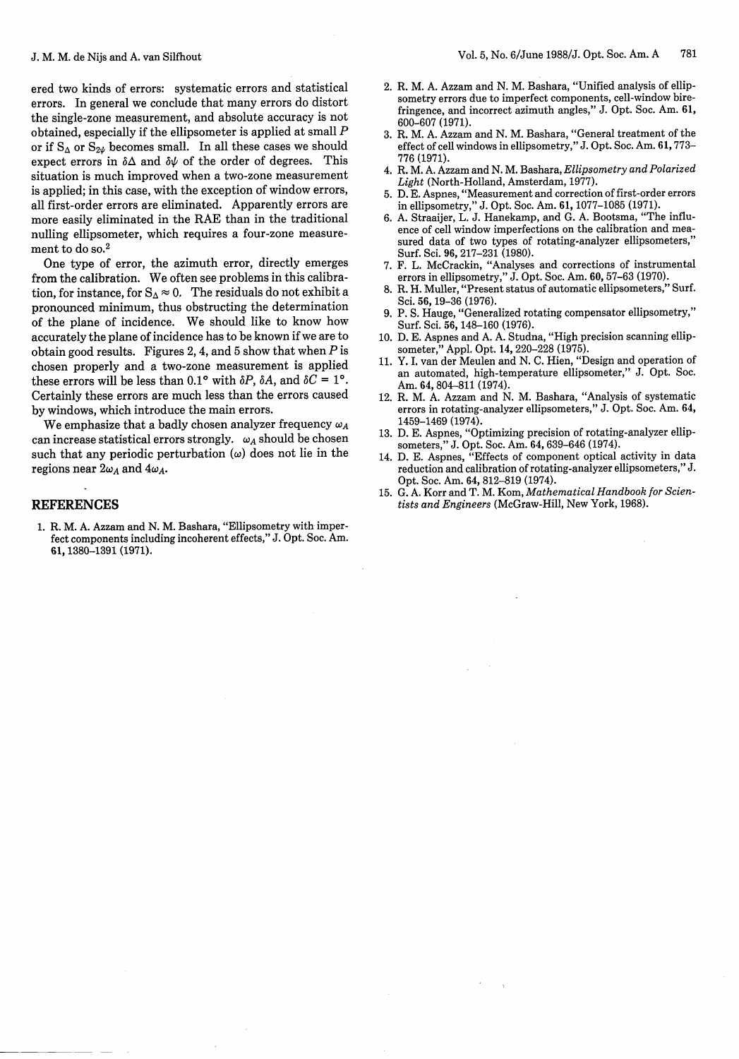ered two kinds of errors: systematic errors and statistical errors. In general we conclude that many errors do distort the single-zone measurement, and absolute accuracy is not obtained, especially if the ellipsometer is applied at small $P$ or if $S_\Delta$ or $S_{2\psi}$ becomes small. In all these cases we should expect errors in $\delta\Delta$ and $\delta\psi$ of the order of degrees. This situation is much improved when a two-zone measurement is applied; in this case, with the exception of window errors, all first-order errors are eliminated. Apparently errors are more easily eliminated in the RAE than in the traditional nulling ellipsometer, which requires a four-zone measurement to do so.[2]

One type of error, the azimuth error, directly emerges from the calibration. We often see problems in this calibration, for instance, for $S_\Delta \approx 0$. The residuals do not exhibit a pronounced minimum, thus obstructing the determination of the plane of incidence. We should like to know how accurately the plane of incidence has to be known if we are to obtain good results. Figures 2, 4, and 5 show that when $P$ is chosen properly and a two-zone measurement is applied these errors will be less than 0.1° with $\delta P$, $\delta A$, and $\delta C = 1°$. Certainly these errors are much less than the errors caused by windows, which introduce the main errors.

We emphasize that a badly chosen analyzer frequency $\omega_A$ can increase statistical errors strongly. $\omega_A$ should be chosen such that any periodic perturbation ($\omega$) does not lie in the regions near $2\omega_A$ and $4\omega_A$.

## REFERENCES

1. R. M. A. Azzam and N. M. Bashara, "Ellipsometry with imperfect components including incoherent effects," J. Opt. Soc. Am. **61**, 1380–1391 (1971).
2. R. M. A. Azzam and N. M. Bashara, "Unified analysis of ellipsometry errors due to imperfect components, cell-window birefringence, and incorrect azimuth angles," J. Opt. Soc. Am. **61**, 600–607 (1971).
3. R. M. A. Azzam and N. M. Bashara, "General treatment of the effect of cell windows in ellipsometry," J. Opt. Soc. Am. **61**, 773–776 (1971).
4. R. M. A. Azzam and N. M. Bashara, *Ellipsometry and Polarized Light* (North-Holland, Amsterdam, 1977).
5. D. E. Aspnes, "Measurement and correction of first-order errors in ellipsometry," J. Opt. Soc. Am. **61**, 1077–1085 (1971).
6. A. Straaijer, L. J. Hanekamp, and G. A. Bootsma, "The influence of cell window imperfections on the calibration and measured data of two types of rotating-analyzer ellipsometers," Surf. Sci. **96**, 217–231 (1980).
7. F. L. McCrackin, "Analyses and corrections of instrumental errors in ellipsometry," J. Opt. Soc. Am. **60**, 57–63 (1970).
8. R. H. Muller, "Present status of automatic ellipsometers," Surf. Sci. **56**, 19–36 (1976).
9. P. S. Hauge, "Generalized rotating compensator ellipsometry," Surf. Sci. **56**, 148–160 (1976).
10. D. E. Aspnes and A. A. Studna, "High precision scanning ellipsometer," Appl. Opt. **14**, 220–228 (1975).
11. Y. I. van der Meulen and N. C. Hien, "Design and operation of an automated, high-temperature ellipsometer," J. Opt. Soc. Am. **64**, 804–811 (1974).
12. R. M. A. Azzam and N. M. Bashara, "Analysis of systematic errors in rotating-analyzer ellipsometers," J. Opt. Soc. Am. **64**, 1459–1469 (1974).
13. D. E. Aspnes, "Optimizing precision of rotating-analyzer ellipsometers," J. Opt. Soc. Am. **64**, 639–646 (1974).
14. D. E. Aspnes, "Effects of component optical activity in data reduction and calibration of rotating-analyzer ellipsometers," J. Opt. Soc. Am. **64**, 812–819 (1974).
15. G. A. Korr and T. M. Kom, *Mathematical Handbook for Scientists and Engineers* (McGraw-Hill, New York, 1968).